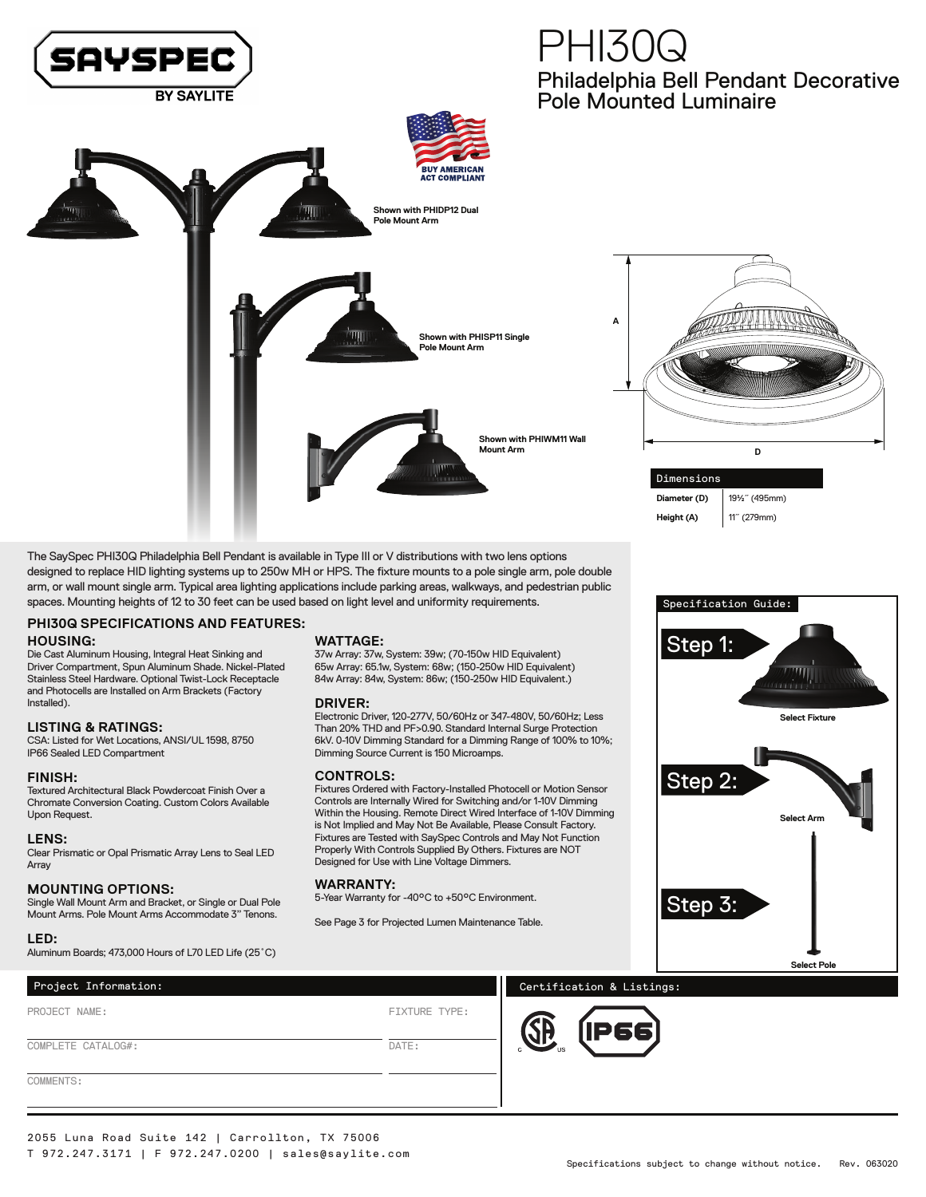SAYSPEC BY SAYLITE

# PHI30Q

## Philadelphia Bell Pendant Decorative Pole Mounted Luminaire

BUY AMERICAN ACT COMPLIANT

Shown with PHIDP12 Dual Pole Mount Arm

Shown with PHISP11 Single Pole Mount Arm

Shown with PHIWM11 Wall Mount Arm

| Dimensions | |
|---|---|
| **Diameter (D)** | 19½˝ (495mm) |
| **Height (A)** | 11˝ (279mm) |

The SaySpec PHI30Q Philadelphia Bell Pendant is available in Type III or V distributions with two lens options designed to replace HID lighting systems up to 250w MH or HPS. The fixture mounts to a pole single arm, pole double arm, or wall mount single arm. Typical area lighting applications include parking areas, walkways, and pedestrian public spaces. Mounting heights of 12 to 30 feet can be used based on light level and uniformity requirements.

## PHI30Q SPECIFICATIONS AND FEATURES:

### HOUSING:
Die Cast Aluminum Housing, Integral Heat Sinking and Driver Compartment, Spun Aluminum Shade. Nickel-Plated Stainless Steel Hardware. Optional Twist-Lock Receptacle and Photocells are Installed on Arm Brackets (Factory Installed).

### LISTING & RATINGS:
CSA: Listed for Wet Locations, ANSI/UL 1598, 8750 IP66 Sealed LED Compartment

### FINISH:
Textured Architectural Black Powdercoat Finish Over a Chromate Conversion Coating. Custom Colors Available Upon Request.

### LENS:
Clear Prismatic or Opal Prismatic Array Lens to Seal LED Array

### MOUNTING OPTIONS:
Single Wall Mount Arm and Bracket, or Single or Dual Pole Mount Arms. Pole Mount Arms Accommodate 3" Tenons.

### LED:
Aluminum Boards; 473,000 Hours of L70 LED Life (25˚C)

### WATTAGE:
37w Array: 37w, System: 39w; (70-150w HID Equivalent)
65w Array: 65.1w, System: 68w; (150-250w HID Equivalent)
84w Array: 84w, System: 86w; (150-250w HID Equivalent.)

### DRIVER:
Electronic Driver, 120-277V, 50/60Hz or 347-480V, 50/60Hz; Less Than 20% THD and PF>0.90. Standard Internal Surge Protection 6kV. 0-10V Dimming Standard for a Dimming Range of 100% to 10%; Dimming Source Current is 150 Microamps.

### CONTROLS:
Fixtures Ordered with Factory-Installed Photocell or Motion Sensor Controls are Internally Wired for Switching and/or 1-10V Dimming Within the Housing. Remote Direct Wired Interface of 1-10V Dimming is Not Implied and May Not Be Available, Please Consult Factory. Fixtures are Tested with SaySpec Controls and May Not Function Properly With Controls Supplied By Others. Fixtures are NOT Designed for Use with Line Voltage Dimmers.

### WARRANTY:
5-Year Warranty for -40°C to +50°C Environment.

See Page 3 for Projected Lumen Maintenance Table.

**Specification Guide:**

Step 1: Select Fixture

Step 2: Select Arm

Step 3: Select Pole

**Project Information:**

PROJECT NAME: | FIXTURE TYPE:

COMPLETE CATALOG#: | DATE:

COMMENTS:

**Certification & Listings:**

CSA c US | IP66

2055 Luna Road Suite 142 | Carrollton, TX 75006
T 972.247.3171 | F 972.247.0200 | sales@saylite.com

Specifications subject to change without notice. Rev. 063020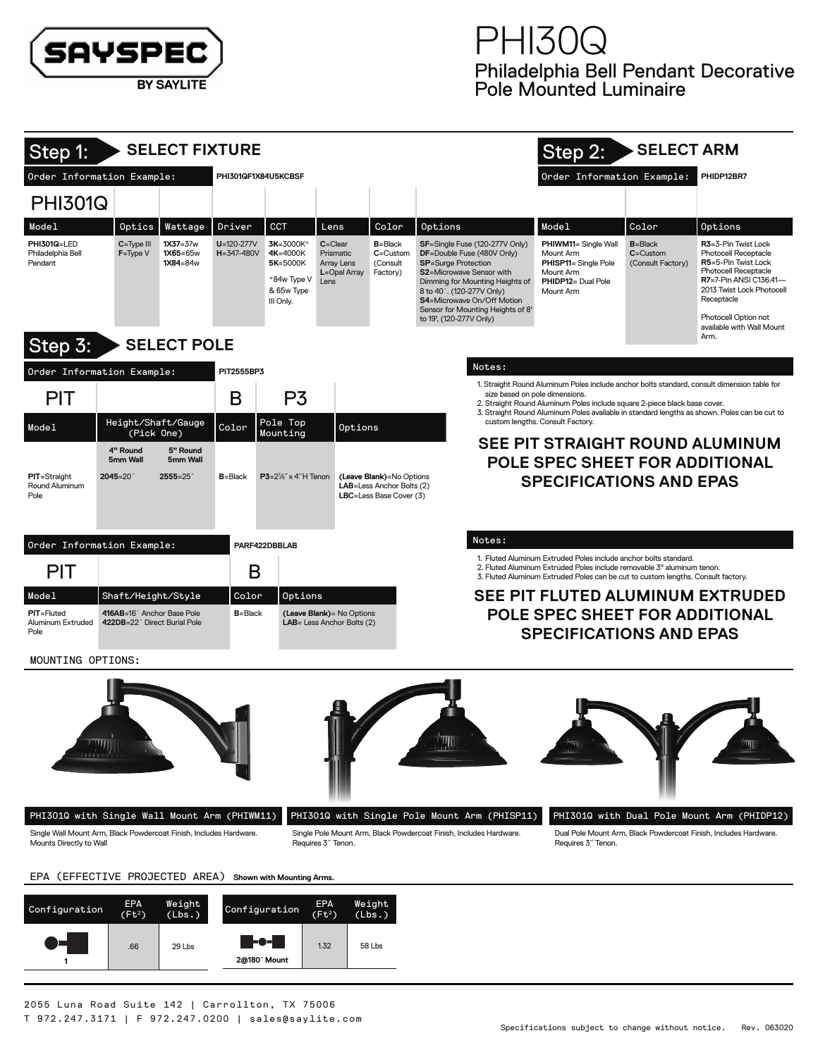# PHI30Q

## Philadelphia Bell Pendant Decorative Pole Mounted Luminaire

## Step 1: SELECT FIXTURE

Order Information Example: **PHI301QF1X84U5KCBSF**

PHI301Q

| Model | Optics | Wattage | Driver | CCT | Lens | Color | Options |
|---|---|---|---|---|---|---|---|
| **PHI301Q**=LED Philadelphia Bell Pendant | **C**=Type III<br>**F**=Type V | **1X37**=37w<br>**1X65**=65w<br>**1X84**=84w | **U**=120-277V<br>**H**=347-480V | **3K**=3000K*<br>**4K**=4000K<br>**5K**=5000K<br><br>*84w Type V & 65w Type III Only. | **C**=Clear Prismatic Array Lens<br>**L**=Opal Array Lens | **B**=Black<br>**C**=Custom (Consult Factory) | **SF**=Single Fuse (120-277V Only)<br>**DF**=Double Fuse (480V Only)<br>**SP**=Surge Protection<br>**S2**=Microwave Sensor with Dimming for Mounting Heights of 8 to 40´. (120-277V Only)<br>**S4**=Microwave On/Off Motion Sensor for Mounting Heights of 8' to 19', (120-277V Only) |

## Step 2: SELECT ARM

Order Information Example: **PHIDP12BR7**

| Model | Color | Options |
|---|---|---|
| **PHIWM11**= Single Wall Mount Arm<br>**PHISP11**= Single Pole Mount Arm<br>**PHIDP12**= Dual Pole Mount Arm | **B**=Black<br>**C**=Custom (Consult Factory) | **R3**=3-Pin Twist Lock Photocell Receptacle<br>**R5**=5-Pin Twist Lock Photocell Receptacle<br>**R7**=7-Pin ANSI C136.41—2013 Twist Lock Photocell Receptacle<br><br>Photocell Option not available with Wall Mount Arm. |

## Step 3: SELECT POLE

Order Information Example: **PIT2555BP3**

PIT | | B | P3 |

| Model | Height/Shaft/Gauge (Pick One) | | Color | Pole Top Mounting | Options |
|---|---|---|---|---|---|
| | **4" Round 5mm Wall** | **5" Round 5mm Wall** | | | |
| **PIT**=Straight Round Aluminum Pole | **2045**=20´ | **2555**=25´ | **B**=Black | **P3**=2⅞˝ x 4˝H Tenon | **(Leave Blank)**=No Options<br>**LAB**=Less Anchor Bolts (2)<br>**LBC**=Less Base Cover (3) |

Notes:

1. Straight Round Aluminum Poles include anchor bolts standard, consult dimension table for size based on pole dimensions.
2. Straight Round Aluminum Poles include square 2-piece black base cover.
3. Straight Round Aluminum Poles available in standard lengths as shown. Poles can be cut to custom lengths. Consult Factory.

**SEE PIT STRAIGHT ROUND ALUMINUM POLE SPEC SHEET FOR ADDITIONAL SPECIFICATIONS AND EPAS**

Order Information Example: **PARF422DBBLAB**

PIT | | B |

| Model | Shaft/Height/Style | Color | Options |
|---|---|---|---|
| **PIT**=Fluted Aluminum Extruded Pole | **416AB**=16´ Anchor Base Pole<br>**422DB**=22´ Direct Burial Pole | **B**=Black | **(Leave Blank)**= No Options<br>**LAB**= Less Anchor Bolts (2) |

Notes:

1. Fluted Aluminum Extruded Poles include anchor bolts standard.
2. Fluted Aluminum Extruded Poles include removable 3" aluminum tenon.
3. Fluted Aluminum Extruded Poles can be cut to custom lengths. Consult factory.

**SEE PIT FLUTED ALUMINUM EXTRUDED POLE SPEC SHEET FOR ADDITIONAL SPECIFICATIONS AND EPAS**

MOUNTING OPTIONS:

**PHI301Q with Single Wall Mount Arm (PHIWM11)**
Single Wall Mount Arm, Black Powdercoat Finish, Includes Hardware. Mounts Directly to Wall

**PHI301Q with Single Pole Mount Arm (PHISP11)**
Single Pole Mount Arm, Black Powdercoat Finish, Includes Hardware. Requires 3˝ Tenon.

**PHI301Q with Dual Pole Mount Arm (PHIDP12)**
Dual Pole Mount Arm, Black Powdercoat Finish, Includes Hardware. Requires 3˝ Tenon.

EPA (EFFECTIVE PROJECTED AREA) **Shown with Mounting Arms.**

| Configuration | EPA (Ft²) | Weight (Lbs.) |
|---|---|---|
| 1 | .66 | 29 Lbs |
| 2@180˚ Mount | 1.32 | 58 Lbs |

2055 Luna Road Suite 142 | Carrollton, TX 75006
T 972.247.3171 | F 972.247.0200 | sales@saylite.com

Specifications subject to change without notice. Rev. 063020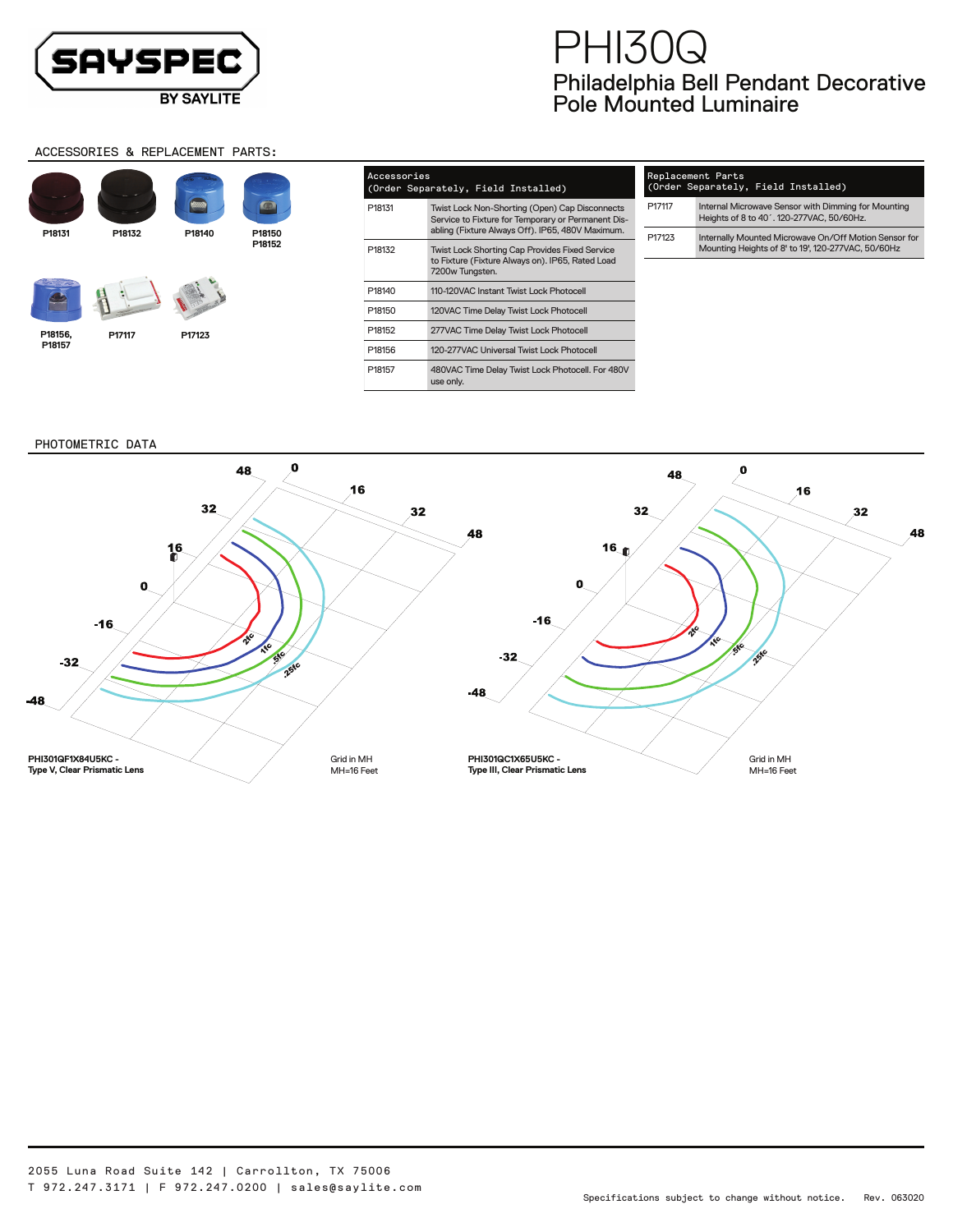# PHI30Q

## Philadelphia Bell Pendant Decorative Pole Mounted Luminaire

## ACCESSORIES & REPLACEMENT PARTS:

P18131 | P18132 | P18140 | P18150 P18152 | P18156, P18157 | P17117 | P17123

| Accessories (Order Separately, Field Installed) | |
|---|---|
| P18131 | Twist Lock Non-Shorting (Open) Cap Disconnects Service to Fixture for Temporary or Permanent Disabling (Fixture Always Off). IP65, 480V Maximum. |
| P18132 | Twist Lock Shorting Cap Provides Fixed Service to Fixture (Fixture Always on). IP65, Rated Load 7200w Tungsten. |
| P18140 | 110-120VAC Instant Twist Lock Photocell |
| P18150 | 120VAC Time Delay Twist Lock Photocell |
| P18152 | 277VAC Time Delay Twist Lock Photocell |
| P18156 | 120-277VAC Universal Twist Lock Photocell |
| P18157 | 480VAC Time Delay Twist Lock Photocell. For 480V use only. |

| Replacement Parts (Order Separately, Field Installed) | |
|---|---|
| P17117 | Internal Microwave Sensor with Dimming for Mounting Heights of 8 to 40´. 120-277VAC, 50/60Hz. |
| P17123 | Internally Mounted Microwave On/Off Motion Sensor for Mounting Heights of 8' to 19', 120-277VAC, 50/60Hz |

## PHOTOMETRIC DATA

**PHI301QF1X84U5KC - Type V, Clear Prismatic Lens**

Grid in MH
MH=16 Feet

**PHI301QC1X65U5KC - Type III, Clear Prismatic Lens**

Grid in MH
MH=16 Feet

2055 Luna Road Suite 142 | Carrollton, TX 75006
T 972.247.3171 | F 972.247.0200 | sales@saylite.com

Specifications subject to change without notice. Rev. 063020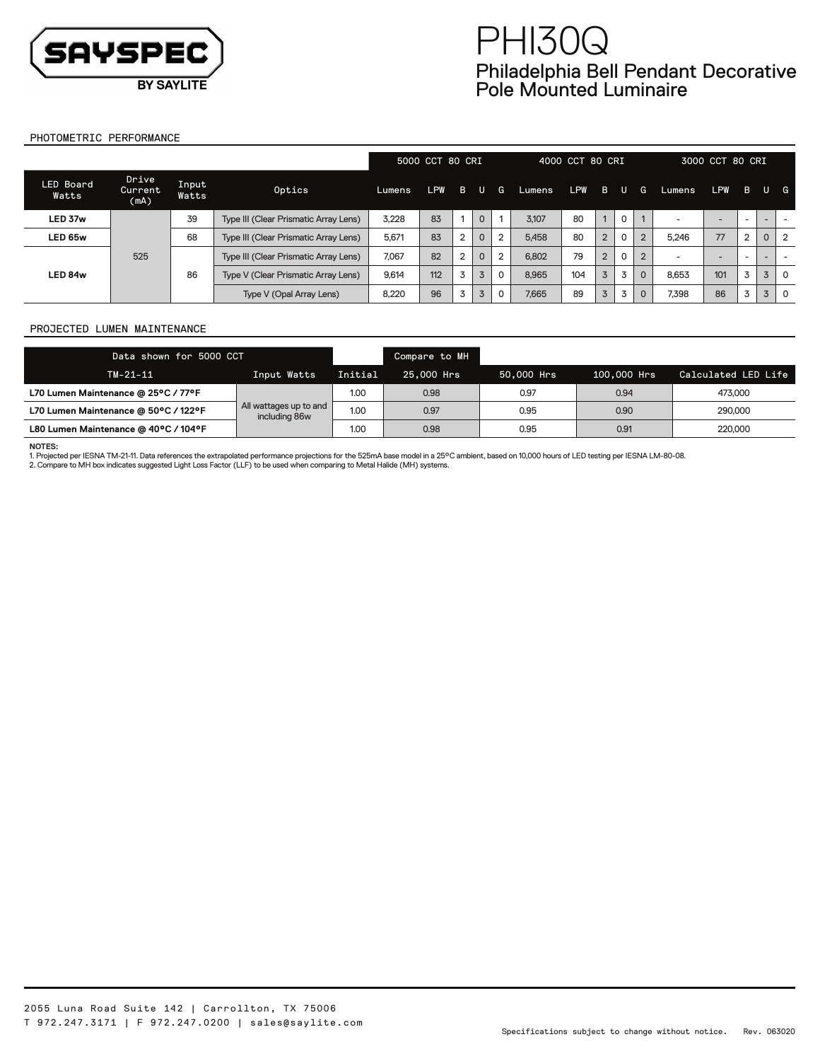# PHI30Q

## Philadelphia Bell Pendant Decorative Pole Mounted Luminaire

### PHOTOMETRIC PERFORMANCE

| | | | | 5000 CCT 80 CRI | | | | | 4000 CCT 80 CRI | | | | | 3000 CCT 80 CRI | | | | |
|---|---|---|---|---|---|---|---|---|---|---|---|---|---|---|---|---|---|---|
| LED Board Watts | Drive Current (mA) | Input Watts | Optics | Lumens | LPW | B | U | G | Lumens | LPW | B | U | G | Lumens | LPW | B | U | G |
| LED 37w | 525 | 39 | Type III (Clear Prismatic Array Lens) | 3,228 | 83 | 1 | 0 | 1 | 3,107 | 80 | 1 | 0 | 1 | - | - | - | - | - |
| LED 65w | | 68 | Type III (Clear Prismatic Array Lens) | 5,671 | 83 | 2 | 0 | 2 | 5,458 | 80 | 2 | 0 | 2 | 5,246 | 77 | 2 | 0 | 2 |
| LED 84w | | 86 | Type III (Clear Prismatic Array Lens) | 7,067 | 82 | 2 | 0 | 2 | 6,802 | 79 | 2 | 0 | 2 | - | - | - | - | - |
| | | | Type V (Clear Prismatic Array Lens) | 9,614 | 112 | 3 | 3 | 0 | 8,965 | 104 | 3 | 3 | 0 | 8,653 | 101 | 3 | 3 | 0 |
| | | | Type V (Opal Array Lens) | 8,220 | 96 | 3 | 3 | 0 | 7,665 | 89 | 3 | 3 | 0 | 7,398 | 86 | 3 | 3 | 0 |

### PROJECTED LUMEN MAINTENANCE

| Data shown for 5000 CCT | | | Compare to MH | | | |
|---|---|---|---|---|---|---|
| TM-21-11 | Input Watts | Initial | 25,000 Hrs | 50,000 Hrs | 100,000 Hrs | Calculated LED Life |
| L70 Lumen Maintenance @ 25°C / 77°F | All wattages up to and including 86w | 1.00 | 0.98 | 0.97 | 0.94 | 473,000 |
| L70 Lumen Maintenance @ 50°C / 122°F | | 1.00 | 0.97 | 0.95 | 0.90 | 290,000 |
| L80 Lumen Maintenance @ 40°C / 104°F | | 1.00 | 0.98 | 0.95 | 0.91 | 220,000 |

**NOTES:**

1. Projected per IESNA TM-21-11. Data references the extrapolated performance projections for the 525mA base model in a 25°C ambient, based on 10,000 hours of LED testing per IESNA LM-80-08.
2. Compare to MH box indicates suggested Light Loss Factor (LLF) to be used when comparing to Metal Halide (MH) systems.

2055 Luna Road Suite 142 | Carrollton, TX 75006
T 972.247.3171 | F 972.247.0200 | sales@saylite.com

Specifications subject to change without notice. Rev. 063020